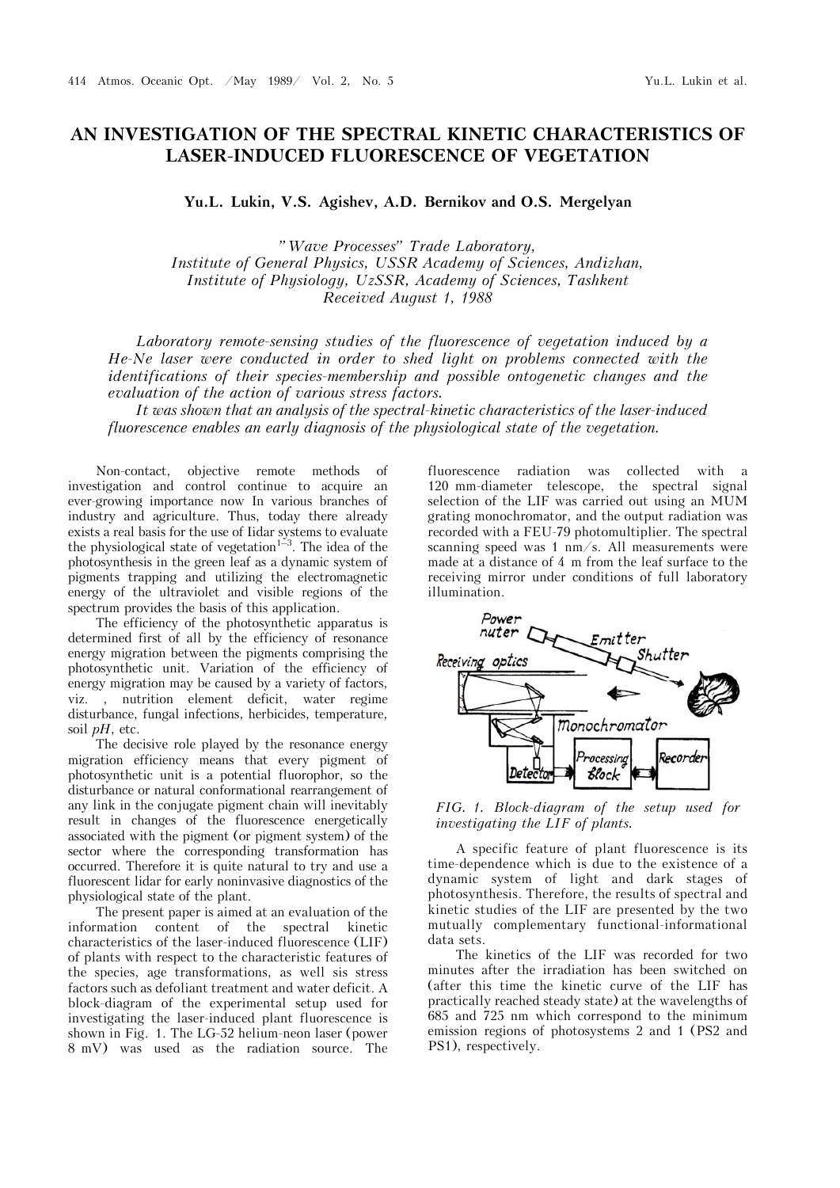# AN INVESTIGATION OF THE SPECTRAL KINETIC CHARACTERISTICS OF LASER-INDUCED FLUORESCENCE OF VEGETATION

**Yu.L. Lukin, V.S. Agishev, A.D. Bernikov and O.S. Mergelyan**

*"Wave Processes" Trade Laboratory,*
*Institute of General Physics, USSR Academy of Sciences, Andizhan,*
*Institute of Physiology, UzSSR, Academy of Sciences, Tashkent*
*Received August 1, 1988*

*Laboratory remote-sensing studies of the fluorescence of vegetation induced by a He-Ne laser were conducted in order to shed light on problems connected with the identifications of their species-membership and possible ontogenetic changes and the evaluation of the action of various stress factors.*

*It was shown that an analysis of the spectral-kinetic characteristics of the laser-induced fluorescence enables an early diagnosis of the physiological state of the vegetation.*

Non-contact, objective remote methods of investigation and control continue to acquire an ever-growing importance now In various branches of industry and agriculture. Thus, today there already exists a real basis for the use of Iidar systems to evaluate the physiological state of vegetation[1–3]. The idea of the photosynthesis in the green leaf as a dynamic system of pigments trapping and utilizing the electromagnetic energy of the ultraviolet and visible regions of the spectrum provides the basis of this application.

The efficiency of the photosynthetic apparatus is determined first of all by the efficiency of resonance energy migration between the pigments comprising the photosynthetic unit. Variation of the efficiency of energy migration may be caused by a variety of factors, viz. , nutrition element deficit, water regime disturbance, fungal infections, herbicides, temperature, soil *pH*, etc.

The decisive role played by the resonance energy migration efficiency means that every pigment of photosynthetic unit is a potential fluorophor, so the disturbance or natural conformational rearrangement of any link in the conjugate pigment chain will inevitably result in changes of the fluorescence energetically associated with the pigment (or pigment system) of the sector where the corresponding transformation has occurred. Therefore it is quite natural to try and use a fluorescent lidar for early noninvasive diagnostics of the physiological state of the plant.

The present paper is aimed at an evaluation of the information content of the spectral kinetic characteristics of the laser-induced fluorescence (LIF) of plants with respect to the characteristic features of the species, age transformations, as well sis stress factors such as defoliant treatment and water deficit. A block-diagram of the experimental setup used for investigating the laser-induced plant fluorescence is shown in Fig. 1. The LG-52 helium-neon laser (power 8 mV) was used as the radiation source. The fluorescence radiation was collected with a 120 mm-diameter telescope, the spectral signal selection of the LIF was carried out using an MUM grating monochromator, and the output radiation was recorded with a FEU-79 photomultiplier. The spectral scanning speed was 1 nm/s. All measurements were made at a distance of 4 m from the leaf surface to the receiving mirror under conditions of full laboratory illumination.

*FIG. 1. Block-diagram of the setup used for investigating the LIF of plants.*

A specific feature of plant fluorescence is its time-dependence which is due to the existence of a dynamic system of light and dark stages of photosynthesis. Therefore, the results of spectral and kinetic studies of the LIF are presented by the two mutually complementary functional-informational data sets.

The kinetics of the LIF was recorded for two minutes after the irradiation has been switched on (after this time the kinetic curve of the LIF has practically reached steady state) at the wavelengths of 685 and 725 nm which correspond to the minimum emission regions of photosystems 2 and 1 (PS2 and PS1), respectively.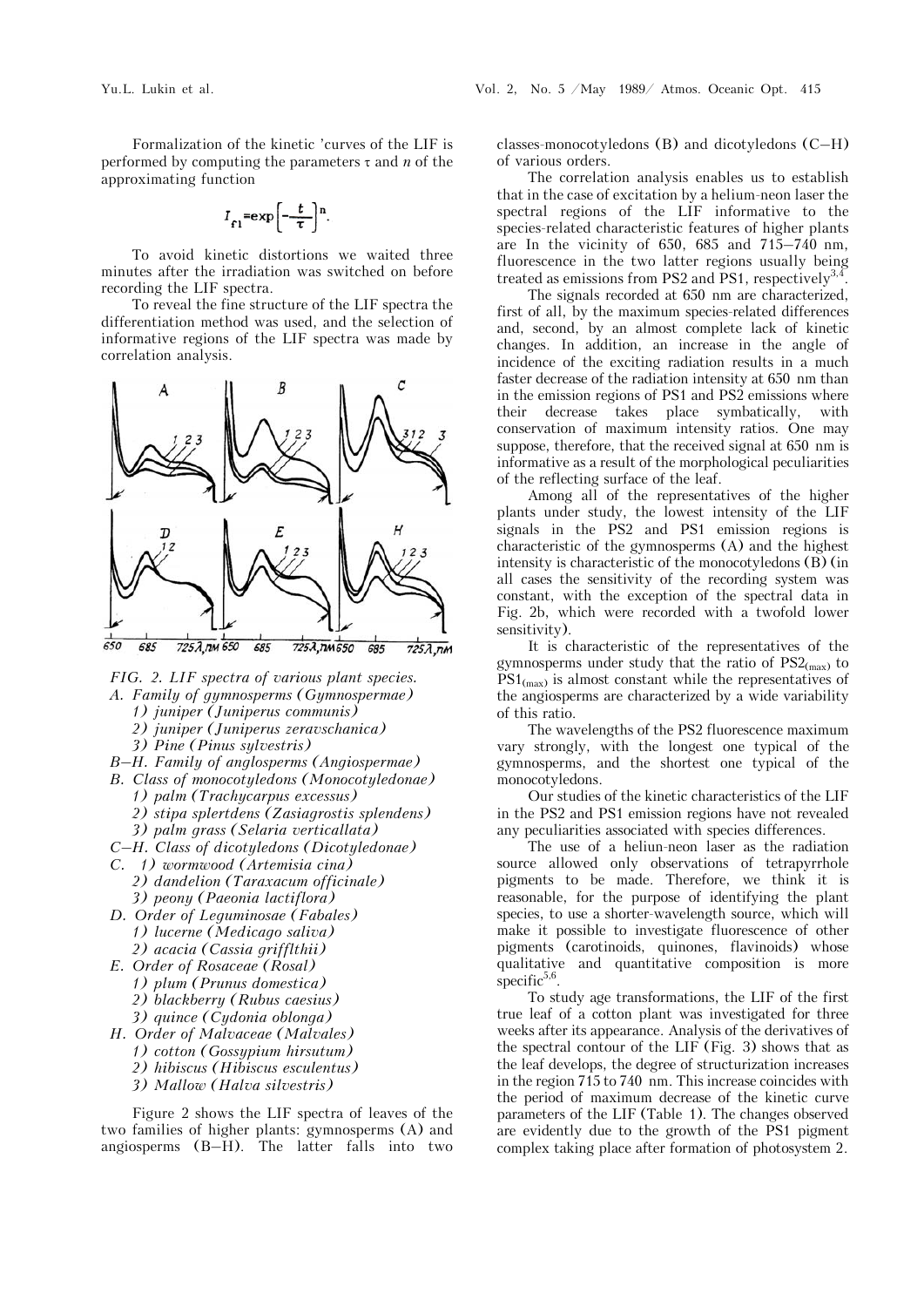Formalization of the kinetic 'curves of the LIF is performed by computing the parameters $\tau$ and $n$ of the approximating function

$$I_{f1} = \exp\left[-\frac{t}{\tau}\right]^n.$$

To avoid kinetic distortions we waited three minutes after the irradiation was switched on before recording the LIF spectra.

To reveal the fine structure of the LIF spectra the differentiation method was used, and the selection of informative regions of the LIF spectra was made by correlation analysis.

*FIG. 2. LIF spectra of various plant species.*
*A. Family of gymnosperms (Gymnospermae)*
*1) juniper (Juniperus communis)*
*2) juniper (Juniperus zeravschanica)*
*3) Pine (Pinus sylvestris)*
*B–H. Family of anglosperms (Angiospermae)*
*B. Class of monocotyledons (Monocotyledonae)*
*1) palm (Trachycarpus excessus)*
*2) stipa splertdens (Zasiagrostis splendens)*
*3) palm grass (Selaria verticallata)*
*C–H. Class of dicotyledons (Dicotyledonae)*
*C. 1) wormwood (Artemisia cina)*
*2) dandelion (Taraxacum officinale)*
*3) peony (Paeonia lactiflora)*
*D. Order of Leguminosae (Fabales)*
*1) lucerne (Medicago saliva)*
*2) acacia (Cassia griffIthii)*
*E. Order of Rosaceae (Rosal)*
*1) plum (Prunus domestica)*
*2) blackberry (Rubus caesius)*
*3) quince (Cydonia oblonga)*
*H. Order of Malvaceae (Malvales)*
*1) cotton (Gossypium hirsutum)*
*2) hibiscus (Hibiscus esculentus)*
*3) Mallow (Halva silvestris)*

Figure 2 shows the LIF spectra of leaves of the two families of higher plants: gymnosperms (A) and angiosperms (B–H). The latter falls into two classes-monocotyledons (B) and dicotyledons (C–H) of various orders.

The correlation analysis enables us to establish that in the case of excitation by a helium-neon laser the spectral regions of the LIF informative to the species-related characteristic features of higher plants are In the vicinity of 650, 685 and 715–740 nm, fluorescence in the two latter regions usually being treated as emissions from PS2 and PS1, respectively[3,4].

The signals recorded at 650 nm are characterized, first of all, by the maximum species-related differences and, second, by an almost complete lack of kinetic changes. In addition, an increase in the angle of incidence of the exciting radiation results in a much faster decrease of the radiation intensity at 650 nm than in the emission regions of PS1 and PS2 emissions where their decrease takes place symbatically, with conservation of maximum intensity ratios. One may suppose, therefore, that the received signal at 650 nm is informative as a result of the morphological peculiarities of the reflecting surface of the leaf.

Among all of the representatives of the higher plants under study, the lowest intensity of the LIF signals in the PS2 and PS1 emission regions is characteristic of the gymnosperms (A) and the highest intensity is characteristic of the monocotyledons (B) (in all cases the sensitivity of the recording system was constant, with the exception of the spectral data in Fig. 2b, which were recorded with a twofold lower sensitivity).

It is characteristic of the representatives of the gymnosperms under study that the ratio of $PS2_{(max)}$ to $PS1_{(max)}$ is almost constant while the representatives of the angiosperms are characterized by a wide variability of this ratio.

The wavelengths of the PS2 fluorescence maximum vary strongly, with the longest one typical of the gymnosperms, and the shortest one typical of the monocotyledons.

Our studies of the kinetic characteristics of the LIF in the PS2 and PS1 emission regions have not revealed any peculiarities associated with species differences.

The use of a heliun-neon laser as the radiation source allowed only observations of tetrapyrrhole pigments to be made. Therefore, we think it is reasonable, for the purpose of identifying the plant species, to use a shorter-wavelength source, which will make it possible to investigate fluorescence of other pigments (carotinoids, quinones, flavinoids) whose qualitative and quantitative composition is more specific[5,6].

To study age transformations, the LIF of the first true leaf of a cotton plant was investigated for three weeks after its appearance. Analysis of the derivatives of the spectral contour of the LIF (Fig. 3) shows that as the leaf develops, the degree of structurization increases in the region 715 to 740 nm. This increase coincides with the period of maximum decrease of the kinetic curve parameters of the LIF (Table 1). The changes observed are evidently due to the growth of the PS1 pigment complex taking place after formation of photosystem 2.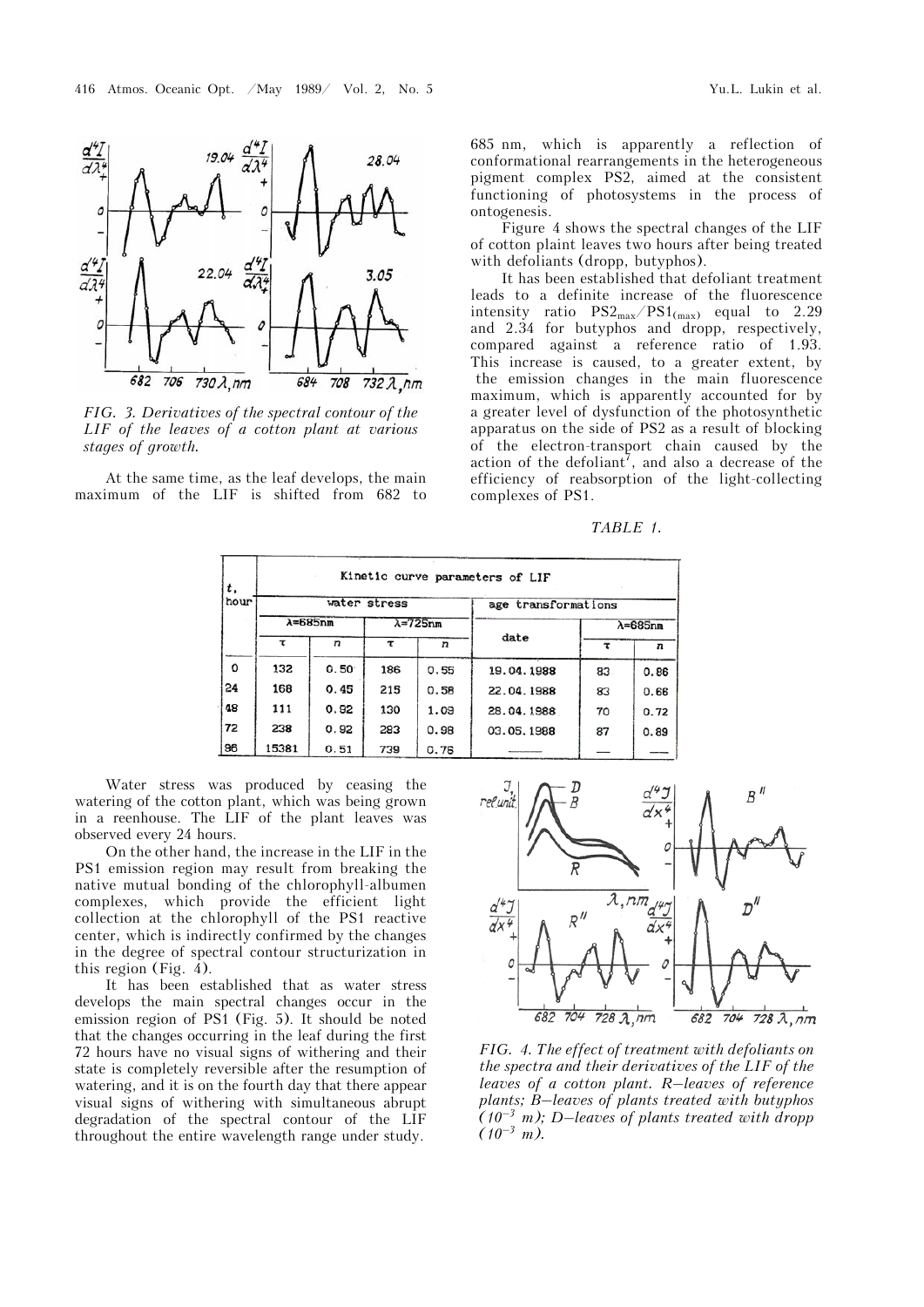FIG. 3. *Derivatives of the spectral contour of the LIF of the leaves of a cotton plant at various stages of growth.*

At the same time, as the leaf develops, the main maximum of the LIF is shifted from 682 to 685 nm, which is apparently a reflection of conformational rearrangements in the heterogeneous pigment complex PS2, aimed at the consistent functioning of photosystems in the process of ontogenesis.

Figure 4 shows the spectral changes of the LIF of cotton plaint leaves two hours after being treated with defoliants (dropp, butyphos).

It has been established that defoliant treatment leads to a definite increase of the fluorescence intensity ratio $PS2_{max}/PS1_{(max)}$ equal to 2.29 and 2.34 for butyphos and dropp, respectively, compared against a reference ratio of 1.93. This increase is caused, to a greater extent, by the emission changes in the main fluorescence maximum, which is apparently accounted for by a greater level of dysfunction of the photosynthetic apparatus on the side of PS2 as a result of blocking of the electron-transport chain caused by the action of the defoliant[7], and also a decrease of the efficiency of reabsorption of the light-collecting complexes of PS1.

*TABLE 1.*

| t, hour | Kinetic curve parameters of LIF | | | | | | |
|---|---|---|---|---|---|---|---|
| | water stress | | | | age transformations | | |
| | λ=685nm | | λ=725nm | | date | λ=685nm | |
| | τ | n | τ | n | | τ | n |
| 0 | 132 | 0.50 | 186 | 0.55 | 19.04.1988 | 83 | 0.86 |
| 24 | 168 | 0.45 | 215 | 0.58 | 22.04.1988 | 83 | 0.66 |
| 48 | 111 | 0.92 | 130 | 1.09 | 28.04.1988 | 70 | 0.72 |
| 72 | 238 | 0.92 | 283 | 0.98 | 03.05.1988 | 87 | 0.89 |
| 96 | 15381 | 0.51 | 739 | 0.76 | — | — | — |

Water stress was produced by ceasing the watering of the cotton plant, which was being grown in a reenhouse. The LIF of the plant leaves was observed every 24 hours.

On the other hand, the increase in the LIF in the PS1 emission region may result from breaking the native mutual bonding of the chlorophyll-albumen complexes, which provide the efficient light collection at the chlorophyll of the PS1 reactive center, which is indirectly confirmed by the changes in the degree of spectral contour structurization in this region (Fig. 4).

It has been established that as water stress develops the main spectral changes occur in the emission region of PS1 (Fig. 5). It should be noted that the changes occurring in the leaf during the first 72 hours have no visual signs of withering and their state is completely reversible after the resumption of watering, and it is on the fourth day that there appear visual signs of withering with simultaneous abrupt degradation of the spectral contour of the LIF throughout the entire wavelength range under study.

FIG. 4. *The effect of treatment with defoliants on the spectra and their derivatives of the LIF of the leaves of a cotton plant. R—leaves of reference plants; B—leaves of plants treated with butyphos ($10^{-3}$ m); D—leaves of plants treated with dropp ($10^{-3}$ m).*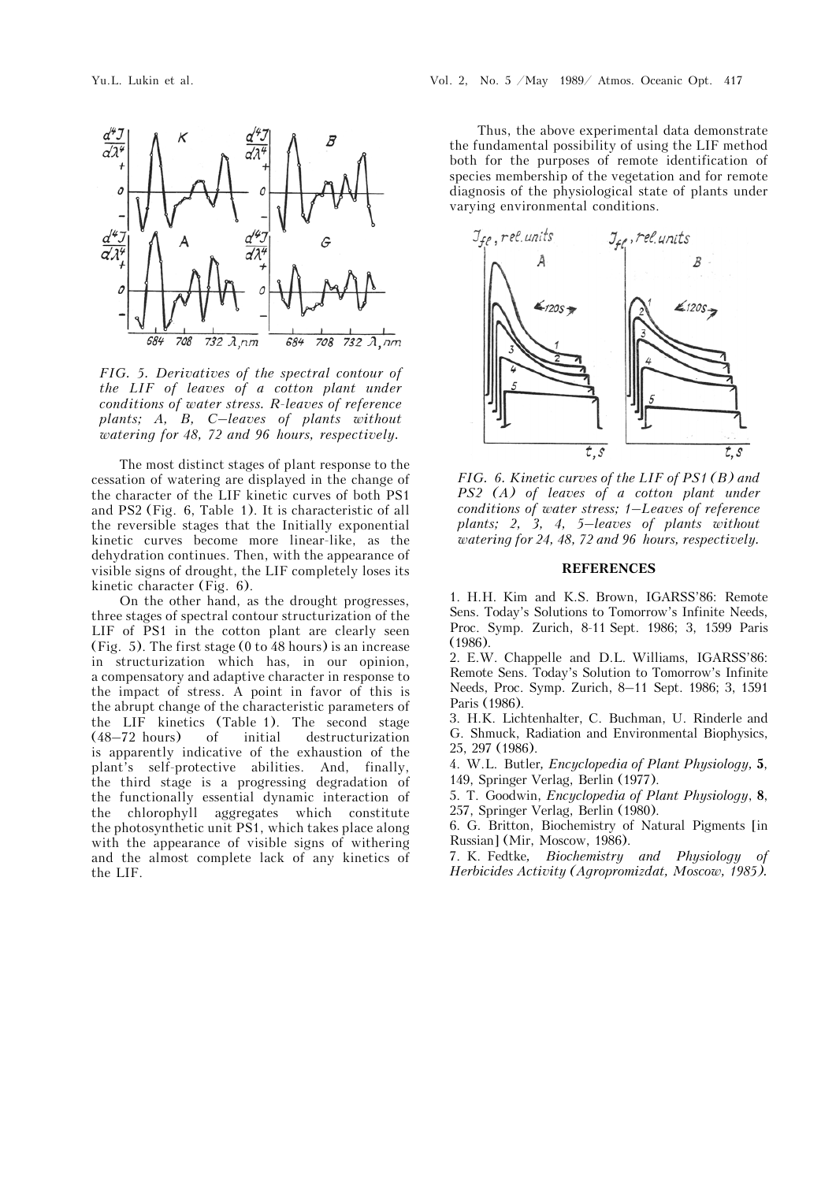$\frac{d^4J}{d\lambda^4}$ K

$\frac{d^4J}{d\lambda^4}$ B

$\frac{d^4J}{d\lambda^4}$ A

$\frac{d^4J}{d\lambda^4}$ G

684 708 732 λ, nm

684 708 732 λ, nm

*FIG. 5. Derivatives of the spectral contour of the LIF of leaves of a cotton plant under conditions of water stress. R-leaves of reference plants; A, B, C—leaves of plants without watering for 48, 72 and 96 hours, respectively.*

The most distinct stages of plant response to the cessation of watering are displayed in the change of the character of the LIF kinetic curves of both PS1 and PS2 (Fig. 6, Table 1). It is characteristic of all the reversible stages that the Initially exponential kinetic curves become more linear-like, as the dehydration continues. Then, with the appearance of visible signs of drought, the LIF completely loses its kinetic character (Fig. 6).

On the other hand, as the drought progresses, three stages of spectral contour structurization of the LIF of PS1 in the cotton plant are clearly seen (Fig. 5). The first stage (0 to 48 hours) is an increase in structurization which has, in our opinion, a compensatory and adaptive character in response to the impact of stress. A point in favor of this is the abrupt change of the characteristic parameters of the LIF kinetics (Table 1). The second stage (48–72 hours) of initial destructurization is apparently indicative of the exhaustion of the plant's self-protective abilities. And, finally, the third stage is a progressing degradation of the functionally essential dynamic interaction of the chlorophyll aggregates which constitute the photosynthetic unit PS1, which takes place along with the appearance of visible signs of withering and the almost complete lack of any kinetics of the LIF.

Thus, the above experimental data demonstrate the fundamental possibility of using the LIF method both for the purposes of remote identification of species membership of the vegetation and for remote diagnosis of the physiological state of plants under varying environmental conditions.

$J_{fl}$, rel. units

A

120 s

1 2 3 4 5

t, s

$J_{fl}$, rel. units

B

120 s

1 2 3 4 5

t, s

*FIG. 6. Kinetic curves of the LIF of PS1 (B) and PS2 (A) of leaves of a cotton plant under conditions of water stress; 1—Leaves of reference plants; 2, 3, 4, 5—leaves of plants without watering for 24, 48, 72 and 96 hours, respectively.*

## REFERENCES

1. H.H. Kim and K.S. Brown, IGARSS'86: Remote Sens. Today's Solutions to Tomorrow's Infinite Needs, Proc. Symp. Zurich, 8-11 Sept. 1986; 3, 1599 Paris (1986).
2. E.W. Chappelle and D.L. Williams, IGARSS'86: Remote Sens. Today's Solution to Tomorrow's Infinite Needs, Proc. Symp. Zurich, 8–11 Sept. 1986; 3, 1591 Paris (1986).
3. H.K. Lichtenhalter, C. Buchman, U. Rinderle and G. Shmuck, Radiation and Environmental Biophysics, 25, 297 (1986).
4. W.L. Butler, *Encyclopedia of Plant Physiology,* **5**, 149, Springer Verlag, Berlin (1977).
5. T. Goodwin, *Encyclopedia of Plant Physiology*, **8**, 257, Springer Verlag, Berlin (1980).
6. G. Britton, Biochemistry of Natural Pigments [in Russian] (Mir, Moscow, 1986).
7. K. Fedtke, *Biochemistry and Physiology of Herbicides Activity (Agropromizdat, Moscow, 1985).*